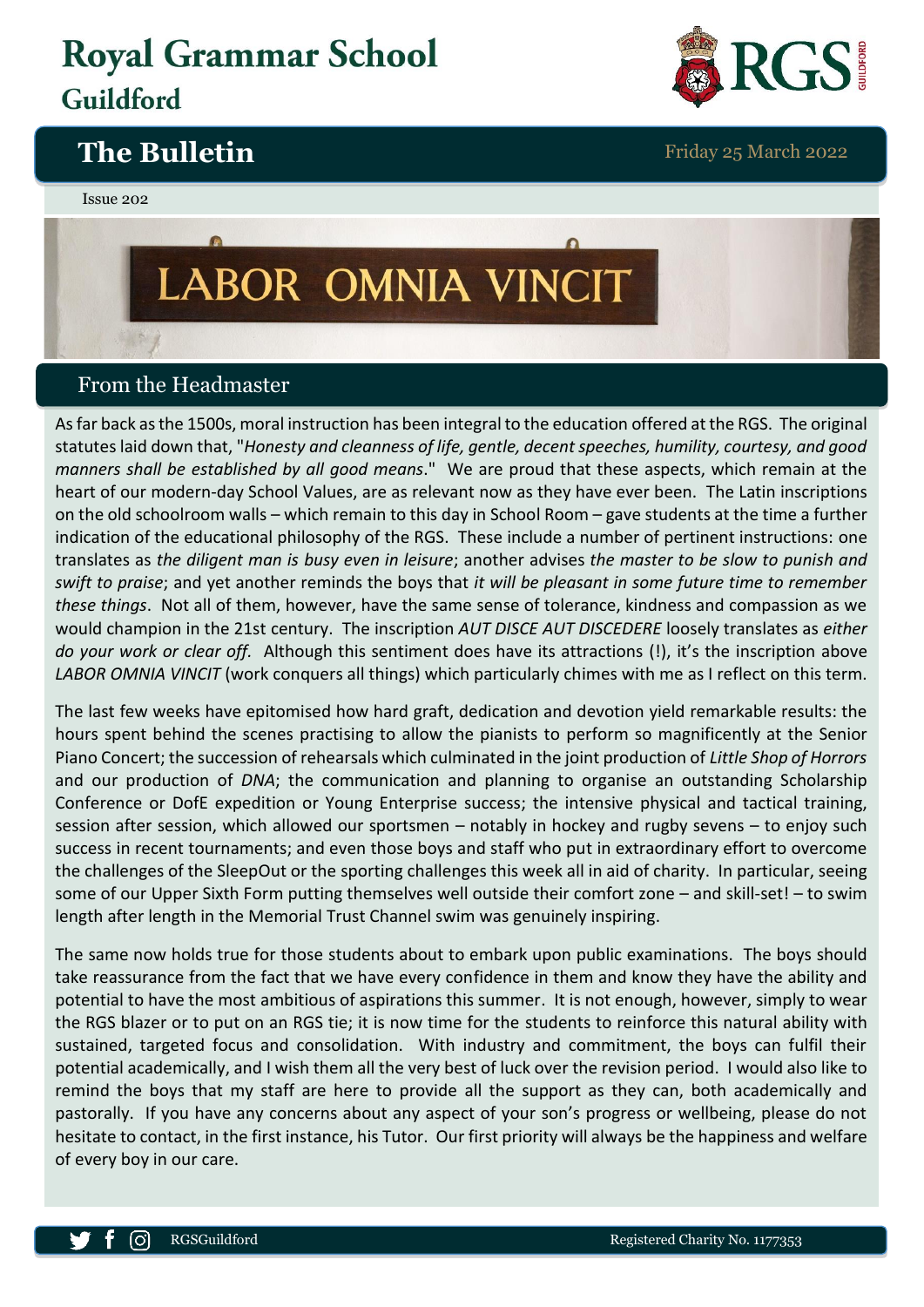# Royal Grammar School
## Guildford

# The Bulletin

Friday 25 March 2022

Issue 202

LABOR OMNIA VINCIT

## From the Headmaster

As far back as the 1500s, moral instruction has been integral to the education offered at the RGS. The original statutes laid down that, "*Honesty and cleanness of life, gentle, decent speeches, humility, courtesy, and good manners shall be established by all good means*." We are proud that these aspects, which remain at the heart of our modern-day School Values, are as relevant now as they have ever been. The Latin inscriptions on the old schoolroom walls – which remain to this day in School Room – gave students at the time a further indication of the educational philosophy of the RGS. These include a number of pertinent instructions: one translates as *the diligent man is busy even in leisure*; another advises *the master to be slow to punish and swift to praise*; and yet another reminds the boys that *it will be pleasant in some future time to remember these things*. Not all of them, however, have the same sense of tolerance, kindness and compassion as we would champion in the 21st century. The inscription *AUT DISCE AUT DISCEDERE* loosely translates as *either do your work or clear off.* Although this sentiment does have its attractions (!), it's the inscription above *LABOR OMNIA VINCIT* (work conquers all things) which particularly chimes with me as I reflect on this term.

The last few weeks have epitomised how hard graft, dedication and devotion yield remarkable results: the hours spent behind the scenes practising to allow the pianists to perform so magnificently at the Senior Piano Concert; the succession of rehearsals which culminated in the joint production of *Little Shop of Horrors* and our production of *DNA*; the communication and planning to organise an outstanding Scholarship Conference or DofE expedition or Young Enterprise success; the intensive physical and tactical training, session after session, which allowed our sportsmen – notably in hockey and rugby sevens – to enjoy such success in recent tournaments; and even those boys and staff who put in extraordinary effort to overcome the challenges of the SleepOut or the sporting challenges this week all in aid of charity. In particular, seeing some of our Upper Sixth Form putting themselves well outside their comfort zone – and skill-set! – to swim length after length in the Memorial Trust Channel swim was genuinely inspiring.

The same now holds true for those students about to embark upon public examinations. The boys should take reassurance from the fact that we have every confidence in them and know they have the ability and potential to have the most ambitious of aspirations this summer. It is not enough, however, simply to wear the RGS blazer or to put on an RGS tie; it is now time for the students to reinforce this natural ability with sustained, targeted focus and consolidation. With industry and commitment, the boys can fulfil their potential academically, and I wish them all the very best of luck over the revision period. I would also like to remind the boys that my staff are here to provide all the support as they can, both academically and pastorally. If you have any concerns about any aspect of your son's progress or wellbeing, please do not hesitate to contact, in the first instance, his Tutor. Our first priority will always be the happiness and welfare of every boy in our care.

RGSGuildford

Registered Charity No. 1177353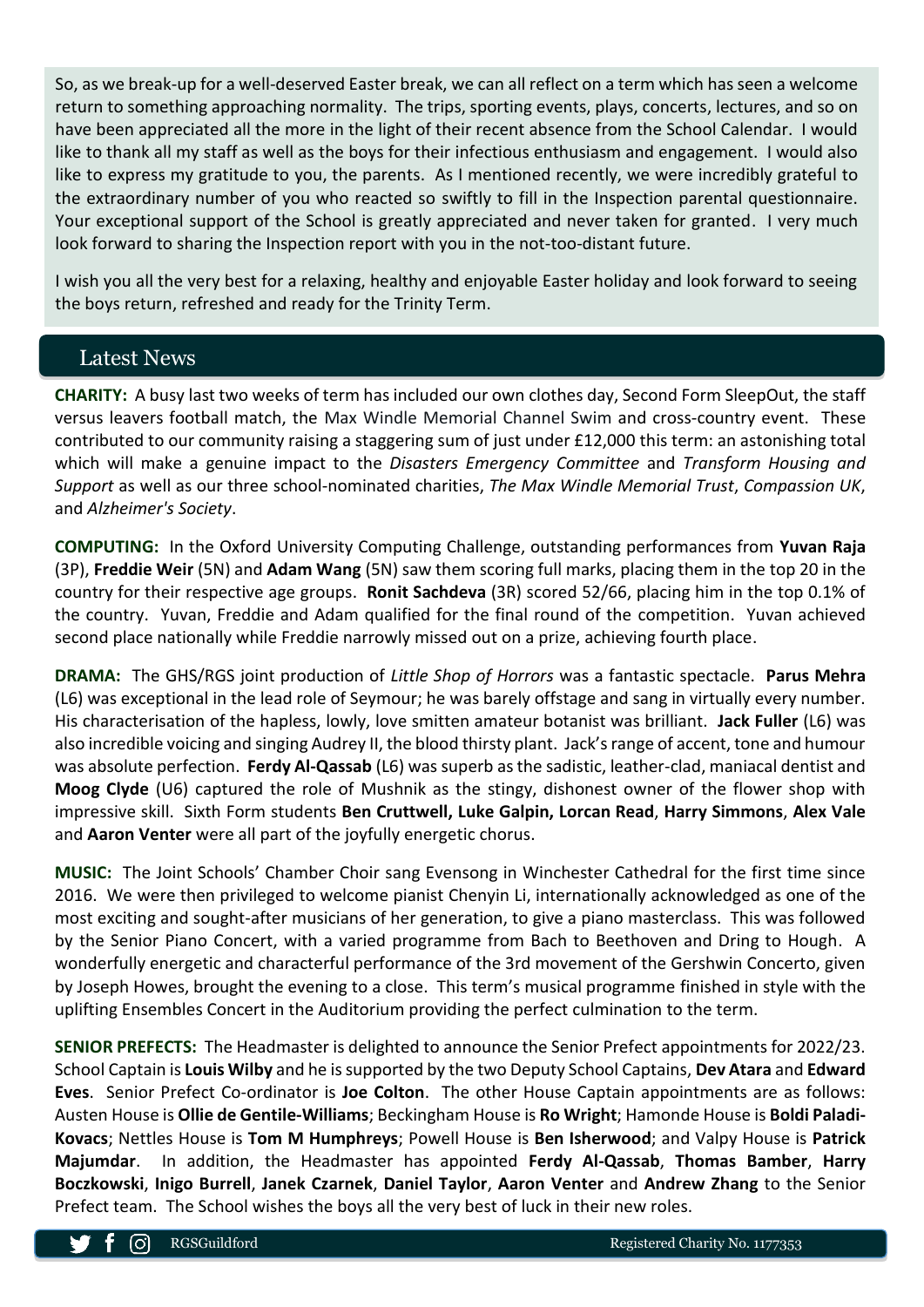So, as we break-up for a well-deserved Easter break, we can all reflect on a term which has seen a welcome return to something approaching normality. The trips, sporting events, plays, concerts, lectures, and so on have been appreciated all the more in the light of their recent absence from the School Calendar. I would like to thank all my staff as well as the boys for their infectious enthusiasm and engagement. I would also like to express my gratitude to you, the parents. As I mentioned recently, we were incredibly grateful to the extraordinary number of you who reacted so swiftly to fill in the Inspection parental questionnaire. Your exceptional support of the School is greatly appreciated and never taken for granted. I very much look forward to sharing the Inspection report with you in the not-too-distant future.

I wish you all the very best for a relaxing, healthy and enjoyable Easter holiday and look forward to seeing the boys return, refreshed and ready for the Trinity Term.

## Latest News

**CHARITY:** A busy last two weeks of term has included our own clothes day, Second Form SleepOut, the staff versus leavers football match, the Max Windle Memorial Channel Swim and cross-country event. These contributed to our community raising a staggering sum of just under £12,000 this term: an astonishing total which will make a genuine impact to the *Disasters Emergency Committee* and *Transform Housing and Support* as well as our three school-nominated charities, *The Max Windle Memorial Trust*, *Compassion UK*, and *Alzheimer's Society*.

**COMPUTING:** In the Oxford University Computing Challenge, outstanding performances from **Yuvan Raja** (3P), **Freddie Weir** (5N) and **Adam Wang** (5N) saw them scoring full marks, placing them in the top 20 in the country for their respective age groups. **Ronit Sachdeva** (3R) scored 52/66, placing him in the top 0.1% of the country. Yuvan, Freddie and Adam qualified for the final round of the competition. Yuvan achieved second place nationally while Freddie narrowly missed out on a prize, achieving fourth place.

**DRAMA:** The GHS/RGS joint production of *Little Shop of Horrors* was a fantastic spectacle. **Parus Mehra** (L6) was exceptional in the lead role of Seymour; he was barely offstage and sang in virtually every number. His characterisation of the hapless, lowly, love smitten amateur botanist was brilliant. **Jack Fuller** (L6) was also incredible voicing and singing Audrey II, the blood thirsty plant. Jack's range of accent, tone and humour was absolute perfection. **Ferdy Al-Qassab** (L6) was superb as the sadistic, leather-clad, maniacal dentist and **Moog Clyde** (U6) captured the role of Mushnik as the stingy, dishonest owner of the flower shop with impressive skill. Sixth Form students **Ben Cruttwell, Luke Galpin, Lorcan Read**, **Harry Simmons**, **Alex Vale** and **Aaron Venter** were all part of the joyfully energetic chorus.

**MUSIC:** The Joint Schools' Chamber Choir sang Evensong in Winchester Cathedral for the first time since 2016. We were then privileged to welcome pianist Chenyin Li, internationally acknowledged as one of the most exciting and sought-after musicians of her generation, to give a piano masterclass. This was followed by the Senior Piano Concert, with a varied programme from Bach to Beethoven and Dring to Hough. A wonderfully energetic and characterful performance of the 3rd movement of the Gershwin Concerto, given by Joseph Howes, brought the evening to a close. This term's musical programme finished in style with the uplifting Ensembles Concert in the Auditorium providing the perfect culmination to the term.

**SENIOR PREFECTS:** The Headmaster is delighted to announce the Senior Prefect appointments for 2022/23. School Captain is **Louis Wilby** and he is supported by the two Deputy School Captains, **Dev Atara** and **Edward Eves**. Senior Prefect Co-ordinator is **Joe Colton**. The other House Captain appointments are as follows: Austen House is **Ollie de Gentile-Williams**; Beckingham House is **Ro Wright**; Hamonde House is **Boldi Paladi-Kovacs**; Nettles House is **Tom M Humphreys**; Powell House is **Ben Isherwood**; and Valpy House is **Patrick Majumdar**. In addition, the Headmaster has appointed **Ferdy Al-Qassab**, **Thomas Bamber**, **Harry Boczkowski**, **Inigo Burrell**, **Janek Czarnek**, **Daniel Taylor**, **Aaron Venter** and **Andrew Zhang** to the Senior Prefect team. The School wishes the boys all the very best of luck in their new roles.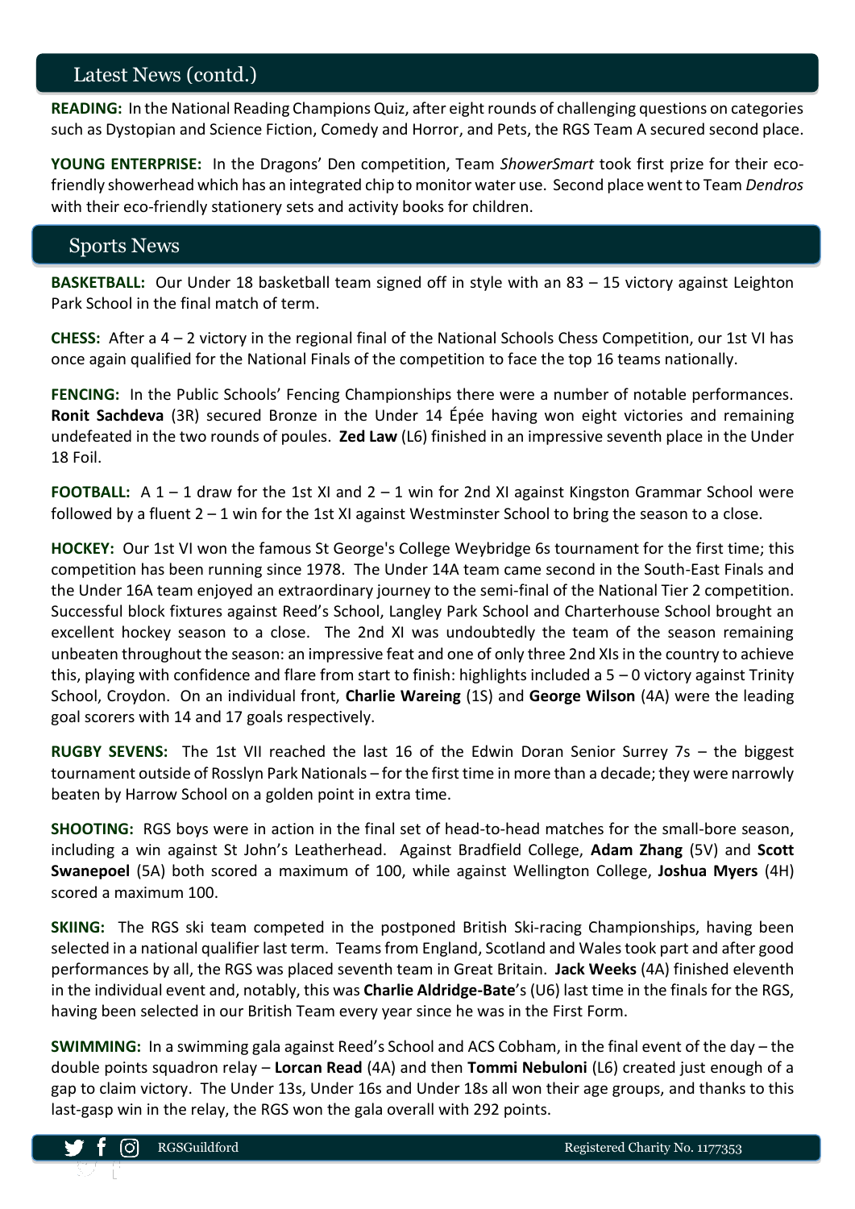## Latest News (contd.)

**READING:** In the National Reading Champions Quiz, after eight rounds of challenging questions on categories such as Dystopian and Science Fiction, Comedy and Horror, and Pets, the RGS Team A secured second place.

**YOUNG ENTERPRISE:** In the Dragons' Den competition, Team *ShowerSmart* took first prize for their eco-friendly showerhead which has an integrated chip to monitor water use. Second place went to Team *Dendros* with their eco-friendly stationery sets and activity books for children.

## Sports News

**BASKETBALL:** Our Under 18 basketball team signed off in style with an 83 – 15 victory against Leighton Park School in the final match of term.

**CHESS:** After a 4 – 2 victory in the regional final of the National Schools Chess Competition, our 1st VI has once again qualified for the National Finals of the competition to face the top 16 teams nationally.

**FENCING:** In the Public Schools' Fencing Championships there were a number of notable performances. **Ronit Sachdeva** (3R) secured Bronze in the Under 14 Épée having won eight victories and remaining undefeated in the two rounds of poules. **Zed Law** (L6) finished in an impressive seventh place in the Under 18 Foil.

**FOOTBALL:** A 1 – 1 draw for the 1st XI and 2 – 1 win for 2nd XI against Kingston Grammar School were followed by a fluent 2 – 1 win for the 1st XI against Westminster School to bring the season to a close.

**HOCKEY:** Our 1st VI won the famous St George's College Weybridge 6s tournament for the first time; this competition has been running since 1978. The Under 14A team came second in the South-East Finals and the Under 16A team enjoyed an extraordinary journey to the semi-final of the National Tier 2 competition. Successful block fixtures against Reed's School, Langley Park School and Charterhouse School brought an excellent hockey season to a close. The 2nd XI was undoubtedly the team of the season remaining unbeaten throughout the season: an impressive feat and one of only three 2nd XIs in the country to achieve this, playing with confidence and flare from start to finish: highlights included a 5 – 0 victory against Trinity School, Croydon. On an individual front, **Charlie Wareing** (1S) and **George Wilson** (4A) were the leading goal scorers with 14 and 17 goals respectively.

**RUGBY SEVENS:** The 1st VII reached the last 16 of the Edwin Doran Senior Surrey 7s – the biggest tournament outside of Rosslyn Park Nationals – for the first time in more than a decade; they were narrowly beaten by Harrow School on a golden point in extra time.

**SHOOTING:** RGS boys were in action in the final set of head-to-head matches for the small-bore season, including a win against St John's Leatherhead. Against Bradfield College, **Adam Zhang** (5V) and **Scott Swanepoel** (5A) both scored a maximum of 100, while against Wellington College, **Joshua Myers** (4H) scored a maximum 100.

**SKIING:** The RGS ski team competed in the postponed British Ski-racing Championships, having been selected in a national qualifier last term. Teams from England, Scotland and Wales took part and after good performances by all, the RGS was placed seventh team in Great Britain. **Jack Weeks** (4A) finished eleventh in the individual event and, notably, this was **Charlie Aldridge-Bate**'s (U6) last time in the finals for the RGS, having been selected in our British Team every year since he was in the First Form.

**SWIMMING:** In a swimming gala against Reed's School and ACS Cobham, in the final event of the day – the double points squadron relay – **Lorcan Read** (4A) and then **Tommi Nebuloni** (L6) created just enough of a gap to claim victory. The Under 13s, Under 16s and Under 18s all won their age groups, and thanks to this last-gasp win in the relay, the RGS won the gala overall with 292 points.